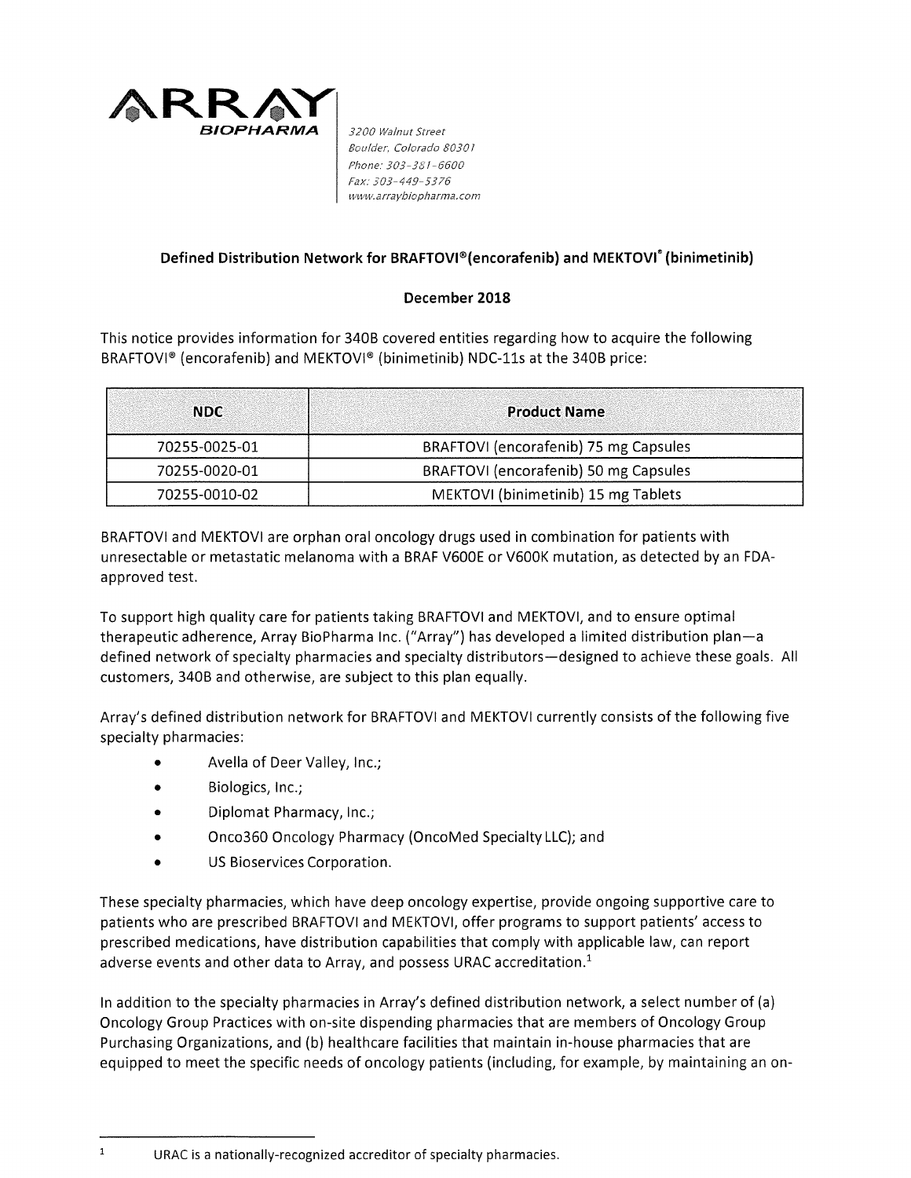**ARRAY BIOPHARMA**

3200 Walnut Street
Boulder, Colorado 80301
Phone: 303-381-6600
Fax: 303-449-5376
www.arraybiopharma.com

## Defined Distribution Network for BRAFTOVI®(encorafenib) and MEKTOVI® (binimetinib)

**December 2018**

This notice provides information for 340B covered entities regarding how to acquire the following BRAFTOVI® (encorafenib) and MEKTOVI® (binimetinib) NDC-11s at the 340B price:

| NDC | Product Name |
|---|---|
| 70255-0025-01 | BRAFTOVI (encorafenib) 75 mg Capsules |
| 70255-0020-01 | BRAFTOVI (encorafenib) 50 mg Capsules |
| 70255-0010-02 | MEKTOVI (binimetinib) 15 mg Tablets |

BRAFTOVI and MEKTOVI are orphan oral oncology drugs used in combination for patients with unresectable or metastatic melanoma with a BRAF V600E or V600K mutation, as detected by an FDA-approved test.

To support high quality care for patients taking BRAFTOVI and MEKTOVI, and to ensure optimal therapeutic adherence, Array BioPharma Inc. ("Array") has developed a limited distribution plan—a defined network of specialty pharmacies and specialty distributors—designed to achieve these goals. All customers, 340B and otherwise, are subject to this plan equally.

Array's defined distribution network for BRAFTOVI and MEKTOVI currently consists of the following five specialty pharmacies:

- Avella of Deer Valley, Inc.;
- Biologics, Inc.;
- Diplomat Pharmacy, Inc.;
- Onco360 Oncology Pharmacy (OncoMed Specialty LLC); and
- US Bioservices Corporation.

These specialty pharmacies, which have deep oncology expertise, provide ongoing supportive care to patients who are prescribed BRAFTOVI and MEKTOVI, offer programs to support patients' access to prescribed medications, have distribution capabilities that comply with applicable law, can report adverse events and other data to Array, and possess URAC accreditation.[1]

In addition to the specialty pharmacies in Array's defined distribution network, a select number of (a) Oncology Group Practices with on-site dispending pharmacies that are members of Oncology Group Purchasing Organizations, and (b) healthcare facilities that maintain in-house pharmacies that are equipped to meet the specific needs of oncology patients (including, for example, by maintaining an on-

[1] URAC is a nationally-recognized accreditor of specialty pharmacies.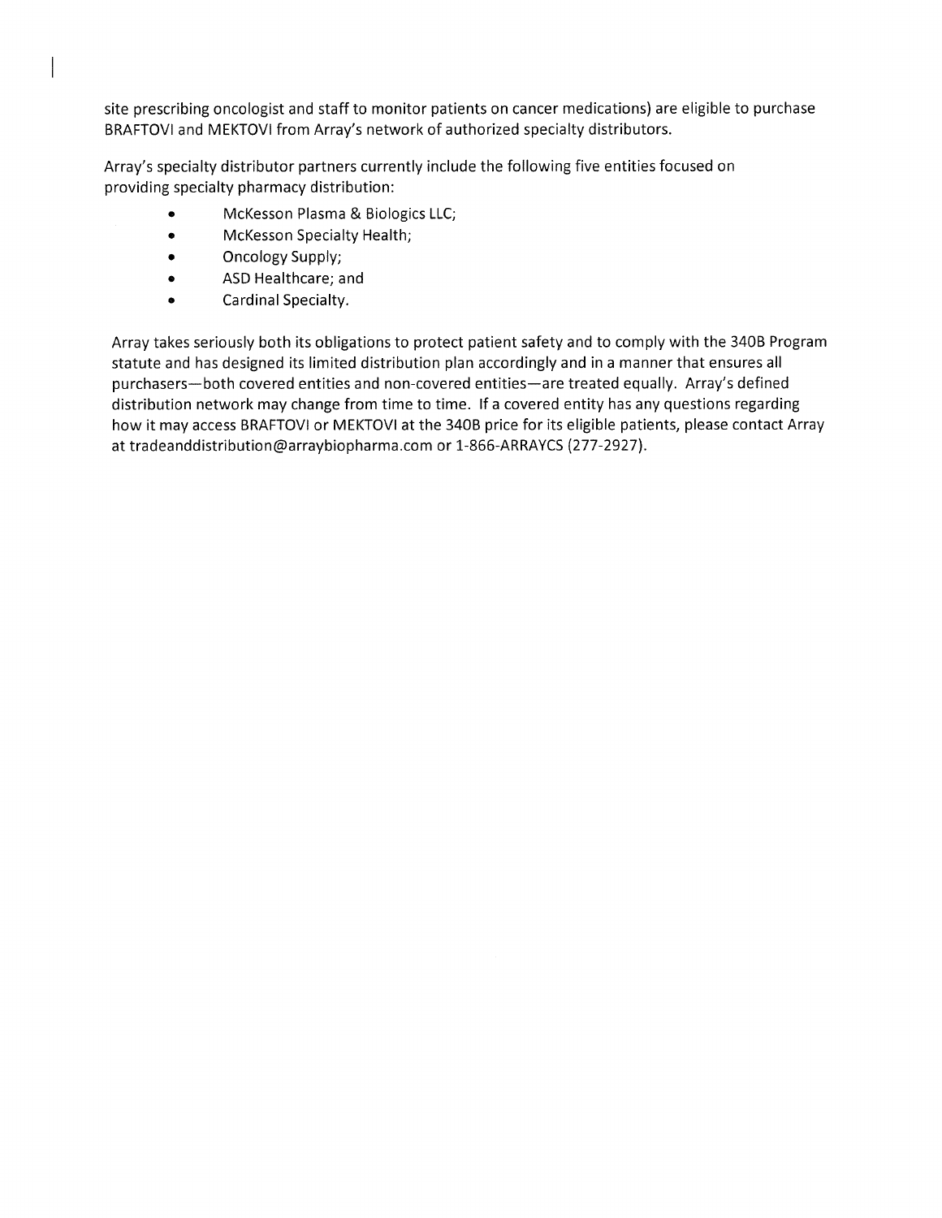site prescribing oncologist and staff to monitor patients on cancer medications) are eligible to purchase BRAFTOVI and MEKTOVI from Array's network of authorized specialty distributors.

Array's specialty distributor partners currently include the following five entities focused on providing specialty pharmacy distribution:

- McKesson Plasma & Biologics LLC;
- McKesson Specialty Health;
- Oncology Supply;
- ASD Healthcare; and
- Cardinal Specialty.

Array takes seriously both its obligations to protect patient safety and to comply with the 340B Program statute and has designed its limited distribution plan accordingly and in a manner that ensures all purchasers—both covered entities and non-covered entities—are treated equally. Array's defined distribution network may change from time to time. If a covered entity has any questions regarding how it may access BRAFTOVI or MEKTOVI at the 340B price for its eligible patients, please contact Array at tradeanddistribution@arraybiopharma.com or 1-866-ARRAYCS (277-2927).